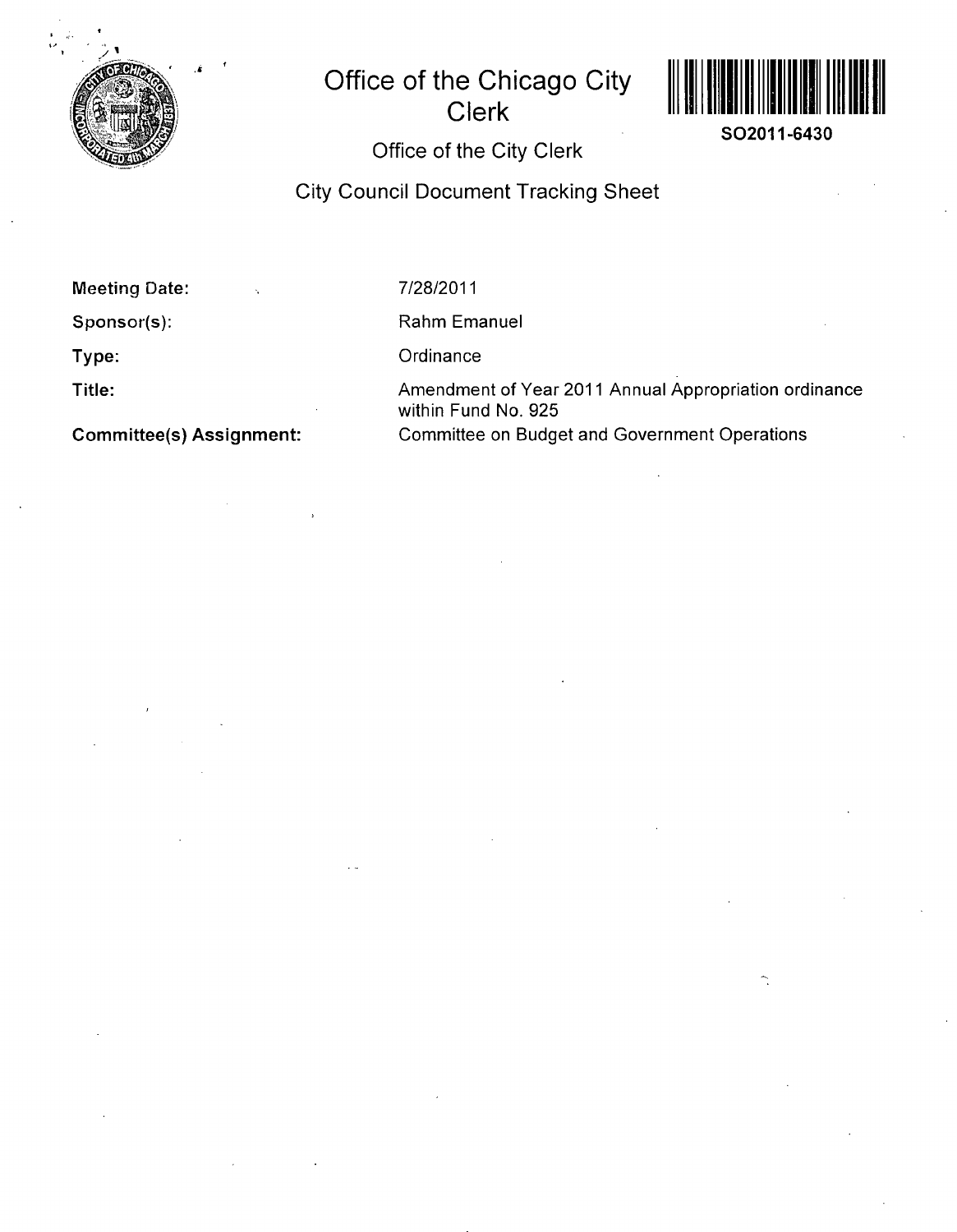# Office of the Chicago City Clerk

SO2011-6430

## Office of the City Clerk

## City Council Document Tracking Sheet

| | |
|---|---|
| **Meeting Date:** | 7/28/2011 |
| **Sponsor(s):** | Rahm Emanuel |
| **Type:** | Ordinance |
| **Title:** | Amendment of Year 2011 Annual Appropriation ordinance within Fund No. 925 |
| **Committee(s) Assignment:** | Committee on Budget and Government Operations |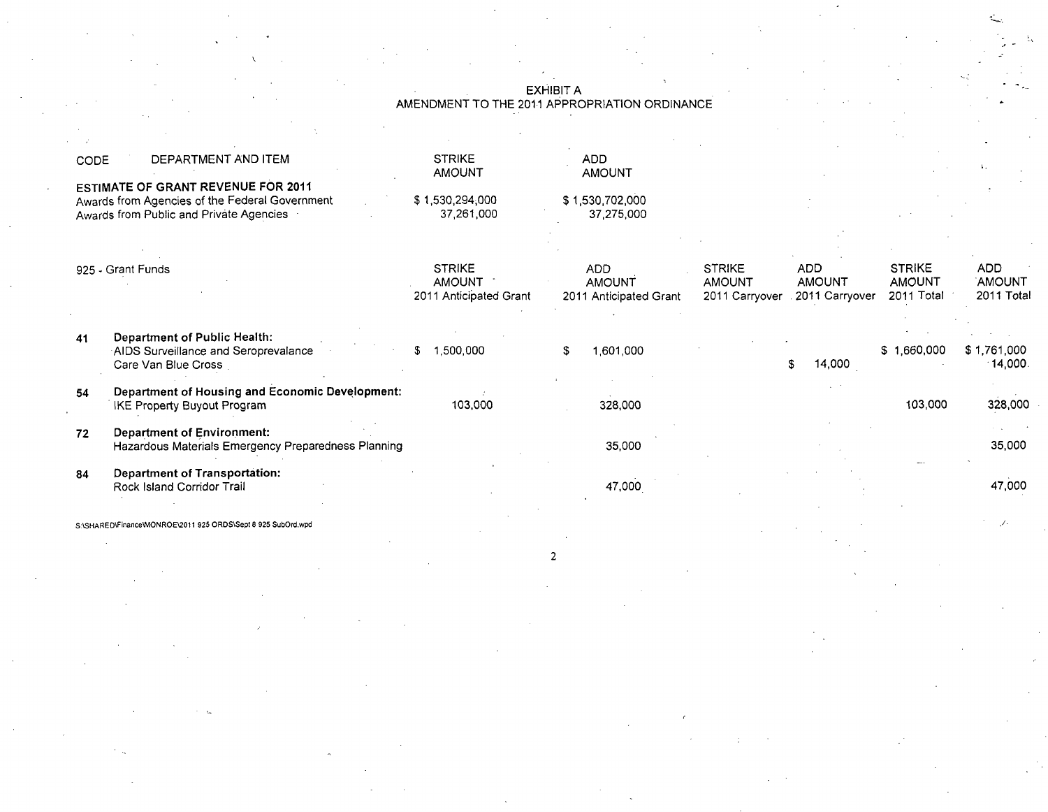# EXHIBIT A
## AMENDMENT TO THE 2011 APPROPRIATION ORDINANCE

| CODE | DEPARTMENT AND ITEM | STRIKE AMOUNT | ADD AMOUNT |
|---|---|---|---|
| | **ESTIMATE OF GRANT REVENUE FOR 2011** | | |
| | Awards from Agencies of the Federal Government | $ 1,530,294,000 | $ 1,530,702,000 |
| | Awards from Public and Private Agencies | 37,261,000 | 37,275,000 |

| 925 - Grant Funds | | STRIKE AMOUNT 2011 Anticipated Grant | ADD AMOUNT 2011 Anticipated Grant | STRIKE AMOUNT 2011 Carryover | ADD AMOUNT 2011 Carryover | STRIKE AMOUNT 2011 Total | ADD AMOUNT 2011 Total |
|---|---|---|---|---|---|---|---|
| 41 | **Department of Public Health:** | | | | | | |
| | AIDS Surveillance and Seroprevalance | $ 1,500,000 | $ 1,601,000 | | | $ 1,660,000 | $ 1,761,000 |
| | Care Van Blue Cross | | | | $ 14,000 | | 14,000 |
| 54 | **Department of Housing and Economic Development:** | | | | | | |
| | IKE Property Buyout Program | 103,000 | 328,000 | | | 103,000 | 328,000 |
| 72 | **Department of Environment:** | | | | | | |
| | Hazardous Materials Emergency Preparedness Planning | | 35,000 | | | | 35,000 |
| 84 | **Department of Transportation:** | | | | | | |
| | Rock Island Corridor Trail | | 47,000 | | | | 47,000 |

S:\SHARED\Finance\MONROE\2011 925 ORDS\Sept 8 925 SubOrd.wpd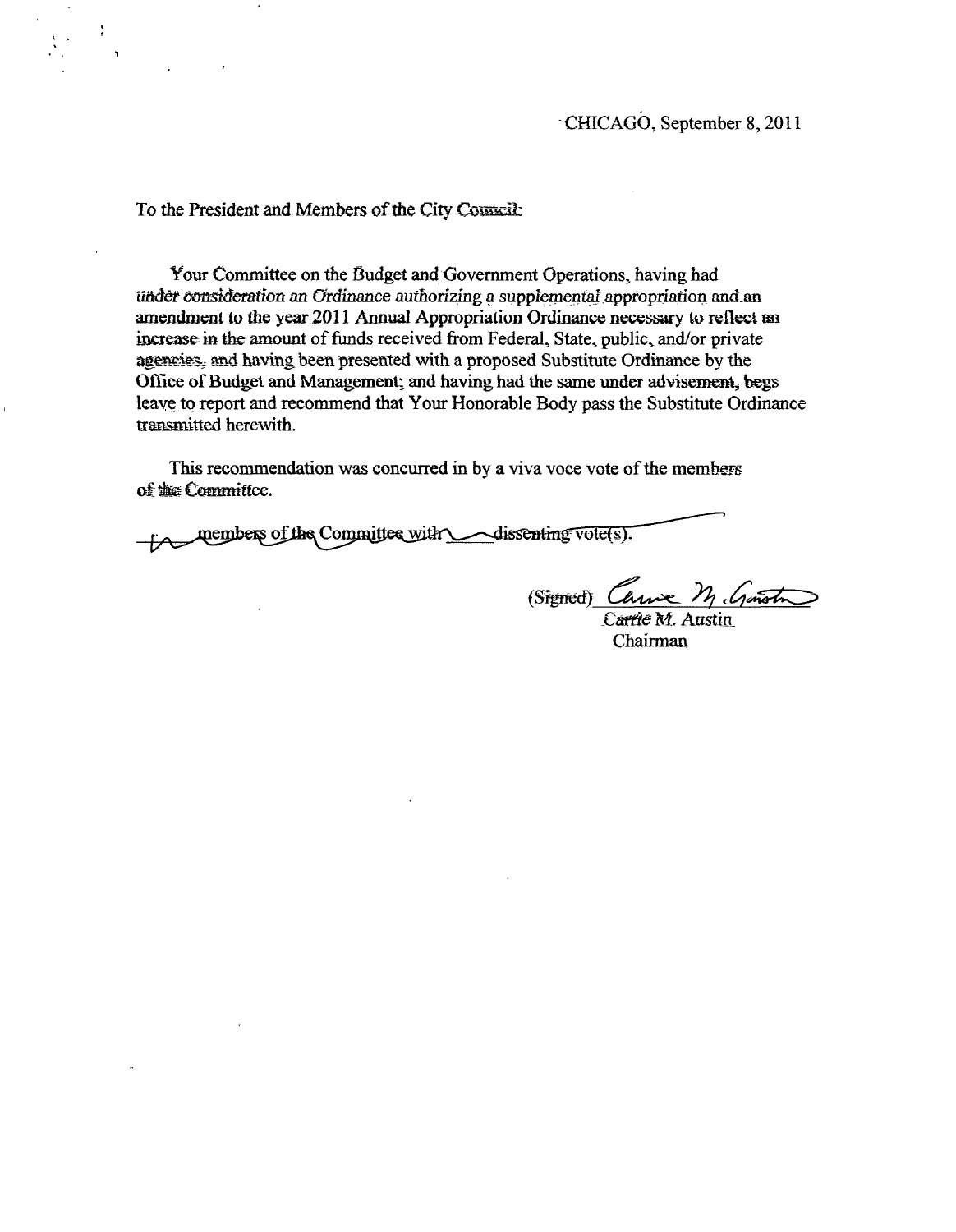CHICAGO, September 8, 2011

To the President and Members of the City Council:

Your Committee on the Budget and Government Operations, having had under consideration an Ordinance authorizing a supplemental appropriation and an amendment to the year 2011 Annual Appropriation Ordinance necessary to reflect an increase in the amount of funds received from Federal, State, public, and/or private agencies, and having been presented with a proposed Substitute Ordinance by the Office of Budget and Management; and having had the same under advisement, begs leave to report and recommend that Your Honorable Body pass the Substitute Ordinance transmitted herewith.

This recommendation was concurred in by a viva voce vote of the members of the Committee.

members of the Committee with dissenting vote(s).

(Signed) Carrie M. Austin

Carrie M. Austin
Chairman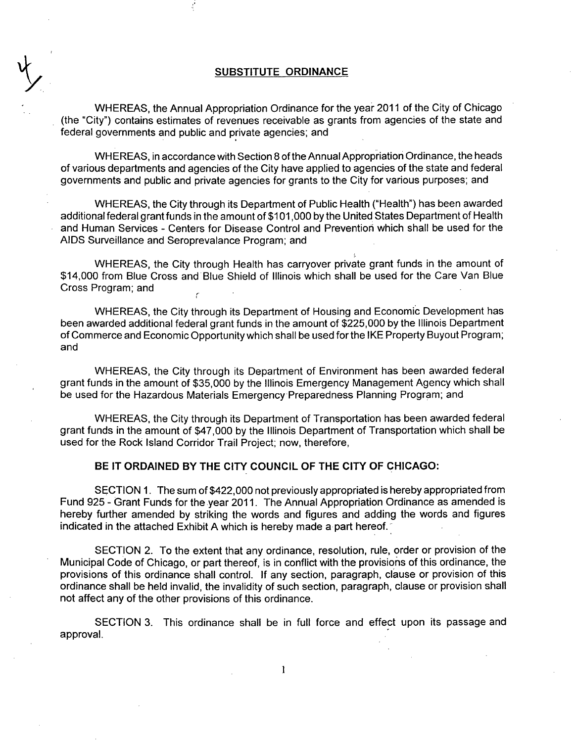## SUBSTITUTE ORDINANCE

WHEREAS, the Annual Appropriation Ordinance for the year 2011 of the City of Chicago (the "City") contains estimates of revenues receivable as grants from agencies of the state and federal governments and public and private agencies; and

WHEREAS, in accordance with Section 8 of the Annual Appropriation Ordinance, the heads of various departments and agencies of the City have applied to agencies of the state and federal governments and public and private agencies for grants to the City for various purposes; and

WHEREAS, the City through its Department of Public Health ("Health") has been awarded additional federal grant funds in the amount of $101,000 by the United States Department of Health and Human Services - Centers for Disease Control and Prevention which shall be used for the AIDS Surveillance and Seroprevalance Program; and

WHEREAS, the City through Health has carryover private grant funds in the amount of $14,000 from Blue Cross and Blue Shield of Illinois which shall be used for the Care Van Blue Cross Program; and

WHEREAS, the City through its Department of Housing and Economic Development has been awarded additional federal grant funds in the amount of $225,000 by the Illinois Department of Commerce and Economic Opportunity which shall be used for the IKE Property Buyout Program; and

WHEREAS, the City through its Department of Environment has been awarded federal grant funds in the amount of $35,000 by the Illinois Emergency Management Agency which shall be used for the Hazardous Materials Emergency Preparedness Planning Program; and

WHEREAS, the City through its Department of Transportation has been awarded federal grant funds in the amount of $47,000 by the Illinois Department of Transportation which shall be used for the Rock Island Corridor Trail Project; now, therefore,

**BE IT ORDAINED BY THE CITY COUNCIL OF THE CITY OF CHICAGO:**

SECTION 1. The sum of $422,000 not previously appropriated is hereby appropriated from Fund 925 - Grant Funds for the year 2011. The Annual Appropriation Ordinance as amended is hereby further amended by striking the words and figures and adding the words and figures indicated in the attached Exhibit A which is hereby made a part hereof.

SECTION 2. To the extent that any ordinance, resolution, rule, order or provision of the Municipal Code of Chicago, or part thereof, is in conflict with the provisions of this ordinance, the provisions of this ordinance shall control. If any section, paragraph, clause or provision of this ordinance shall be held invalid, the invalidity of such section, paragraph, clause or provision shall not affect any of the other provisions of this ordinance.

SECTION 3. This ordinance shall be in full force and effect upon its passage and approval.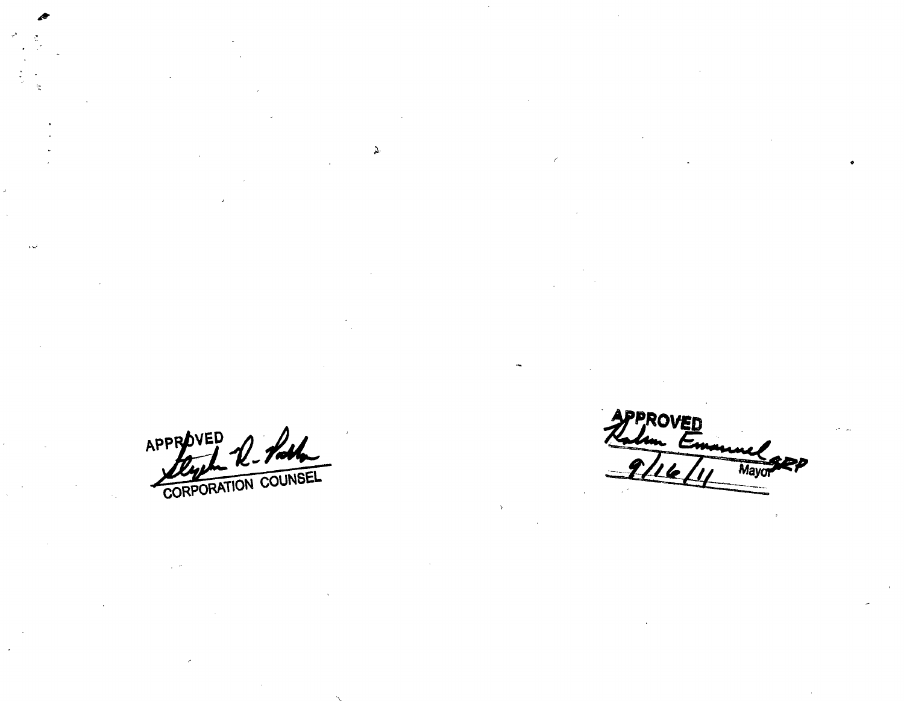APPROVED

CORPORATION COUNSEL

APPROVED

9/16/11

Mayor